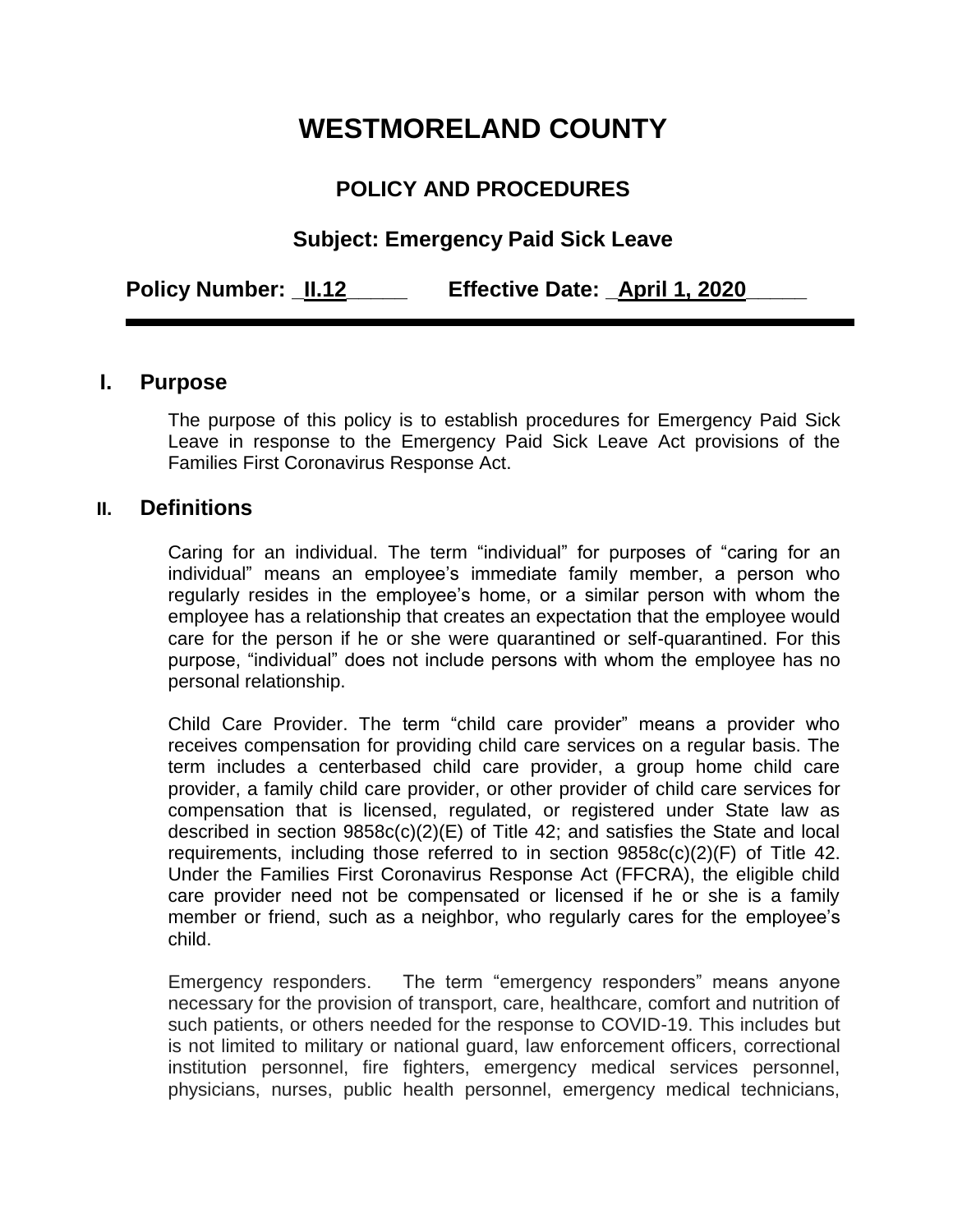# WESTMORELAND COUNTY

## POLICY AND PROCEDURES

### Subject: Emergency Paid Sick Leave

**Policy Number: _II.12_____ Effective Date: _April 1, 2020_____**

---

## I. Purpose

The purpose of this policy is to establish procedures for Emergency Paid Sick Leave in response to the Emergency Paid Sick Leave Act provisions of the Families First Coronavirus Response Act.

## II. Definitions

Caring for an individual. The term "individual" for purposes of "caring for an individual" means an employee's immediate family member, a person who regularly resides in the employee's home, or a similar person with whom the employee has a relationship that creates an expectation that the employee would care for the person if he or she were quarantined or self-quarantined. For this purpose, "individual" does not include persons with whom the employee has no personal relationship.

Child Care Provider. The term "child care provider" means a provider who receives compensation for providing child care services on a regular basis. The term includes a centerbased child care provider, a group home child care provider, a family child care provider, or other provider of child care services for compensation that is licensed, regulated, or registered under State law as described in section 9858c(c)(2)(E) of Title 42; and satisfies the State and local requirements, including those referred to in section 9858c(c)(2)(F) of Title 42. Under the Families First Coronavirus Response Act (FFCRA), the eligible child care provider need not be compensated or licensed if he or she is a family member or friend, such as a neighbor, who regularly cares for the employee's child.

Emergency responders. The term "emergency responders" means anyone necessary for the provision of transport, care, healthcare, comfort and nutrition of such patients, or others needed for the response to COVID-19. This includes but is not limited to military or national guard, law enforcement officers, correctional institution personnel, fire fighters, emergency medical services personnel, physicians, nurses, public health personnel, emergency medical technicians,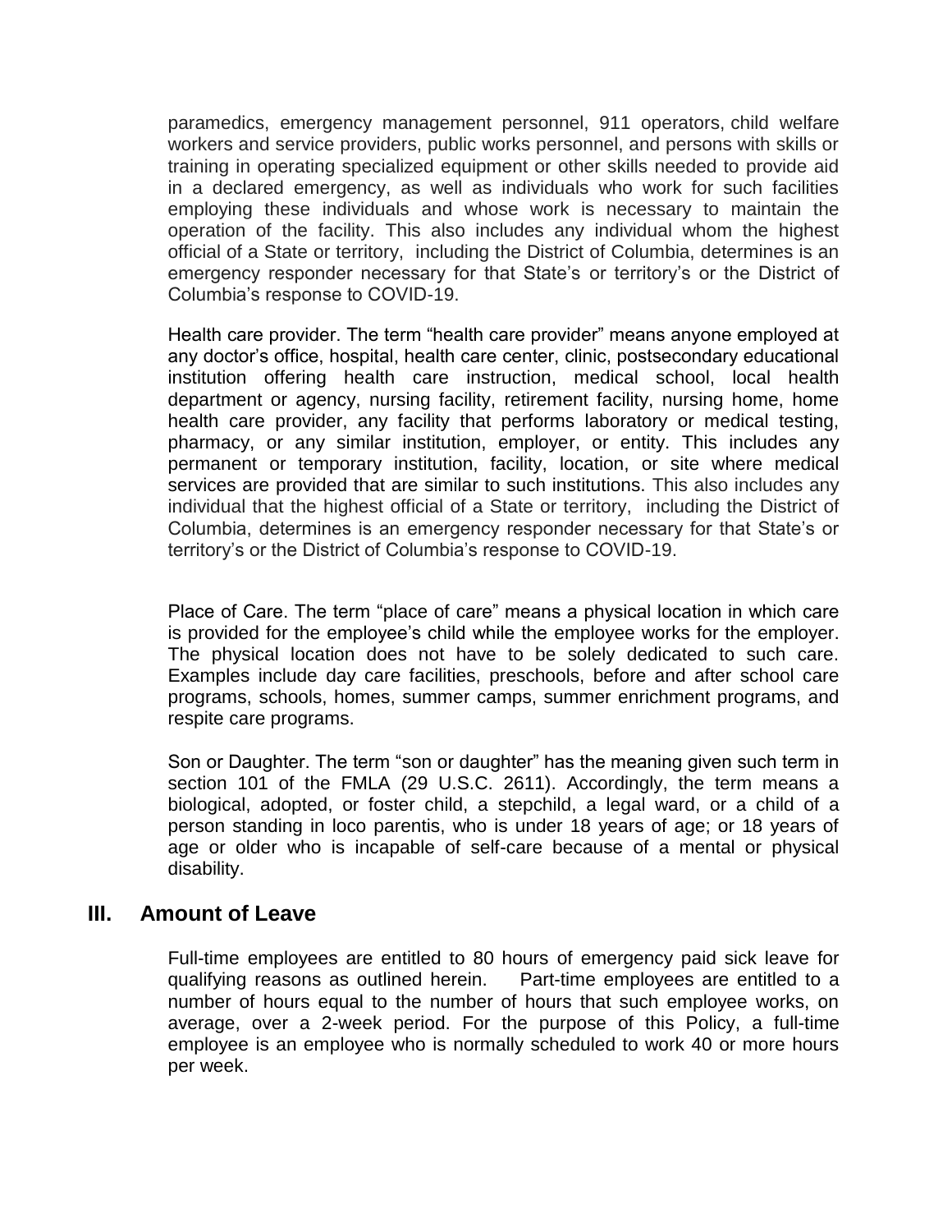paramedics, emergency management personnel, 911 operators, child welfare workers and service providers, public works personnel, and persons with skills or training in operating specialized equipment or other skills needed to provide aid in a declared emergency, as well as individuals who work for such facilities employing these individuals and whose work is necessary to maintain the operation of the facility. This also includes any individual whom the highest official of a State or territory, including the District of Columbia, determines is an emergency responder necessary for that State's or territory's or the District of Columbia's response to COVID-19.

Health care provider. The term "health care provider" means anyone employed at any doctor's office, hospital, health care center, clinic, postsecondary educational institution offering health care instruction, medical school, local health department or agency, nursing facility, retirement facility, nursing home, home health care provider, any facility that performs laboratory or medical testing, pharmacy, or any similar institution, employer, or entity. This includes any permanent or temporary institution, facility, location, or site where medical services are provided that are similar to such institutions. This also includes any individual that the highest official of a State or territory, including the District of Columbia, determines is an emergency responder necessary for that State's or territory's or the District of Columbia's response to COVID-19.

Place of Care. The term "place of care" means a physical location in which care is provided for the employee's child while the employee works for the employer. The physical location does not have to be solely dedicated to such care. Examples include day care facilities, preschools, before and after school care programs, schools, homes, summer camps, summer enrichment programs, and respite care programs.

Son or Daughter. The term "son or daughter" has the meaning given such term in section 101 of the FMLA (29 U.S.C. 2611). Accordingly, the term means a biological, adopted, or foster child, a stepchild, a legal ward, or a child of a person standing in loco parentis, who is under 18 years of age; or 18 years of age or older who is incapable of self-care because of a mental or physical disability.

## III. Amount of Leave

Full-time employees are entitled to 80 hours of emergency paid sick leave for qualifying reasons as outlined herein. Part-time employees are entitled to a number of hours equal to the number of hours that such employee works, on average, over a 2-week period. For the purpose of this Policy, a full-time employee is an employee who is normally scheduled to work 40 or more hours per week.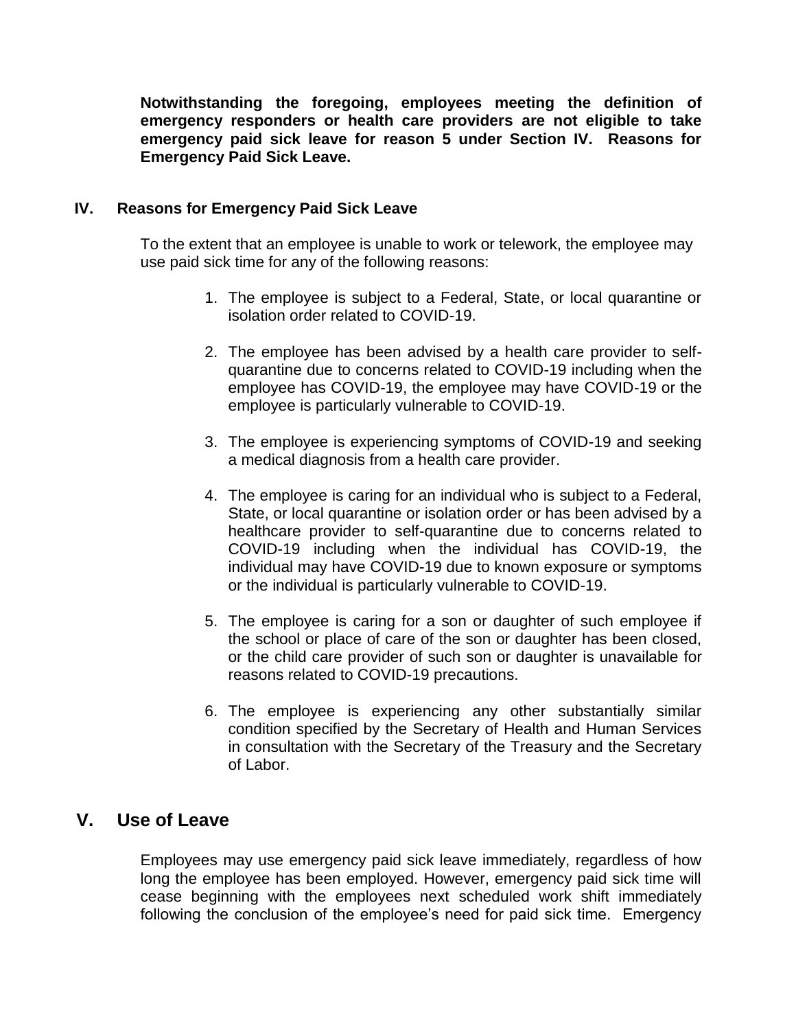**Notwithstanding the foregoing, employees meeting the definition of emergency responders or health care providers are not eligible to take emergency paid sick leave for reason 5 under Section IV. Reasons for Emergency Paid Sick Leave.**

## IV. Reasons for Emergency Paid Sick Leave

To the extent that an employee is unable to work or telework, the employee may use paid sick time for any of the following reasons:

1. The employee is subject to a Federal, State, or local quarantine or isolation order related to COVID-19.

2. The employee has been advised by a health care provider to self-quarantine due to concerns related to COVID-19 including when the employee has COVID-19, the employee may have COVID-19 or the employee is particularly vulnerable to COVID-19.

3. The employee is experiencing symptoms of COVID-19 and seeking a medical diagnosis from a health care provider.

4. The employee is caring for an individual who is subject to a Federal, State, or local quarantine or isolation order or has been advised by a healthcare provider to self-quarantine due to concerns related to COVID-19 including when the individual has COVID-19, the individual may have COVID-19 due to known exposure or symptoms or the individual is particularly vulnerable to COVID-19.

5. The employee is caring for a son or daughter of such employee if the school or place of care of the son or daughter has been closed, or the child care provider of such son or daughter is unavailable for reasons related to COVID-19 precautions.

6. The employee is experiencing any other substantially similar condition specified by the Secretary of Health and Human Services in consultation with the Secretary of the Treasury and the Secretary of Labor.

## V. Use of Leave

Employees may use emergency paid sick leave immediately, regardless of how long the employee has been employed. However, emergency paid sick time will cease beginning with the employees next scheduled work shift immediately following the conclusion of the employee's need for paid sick time. Emergency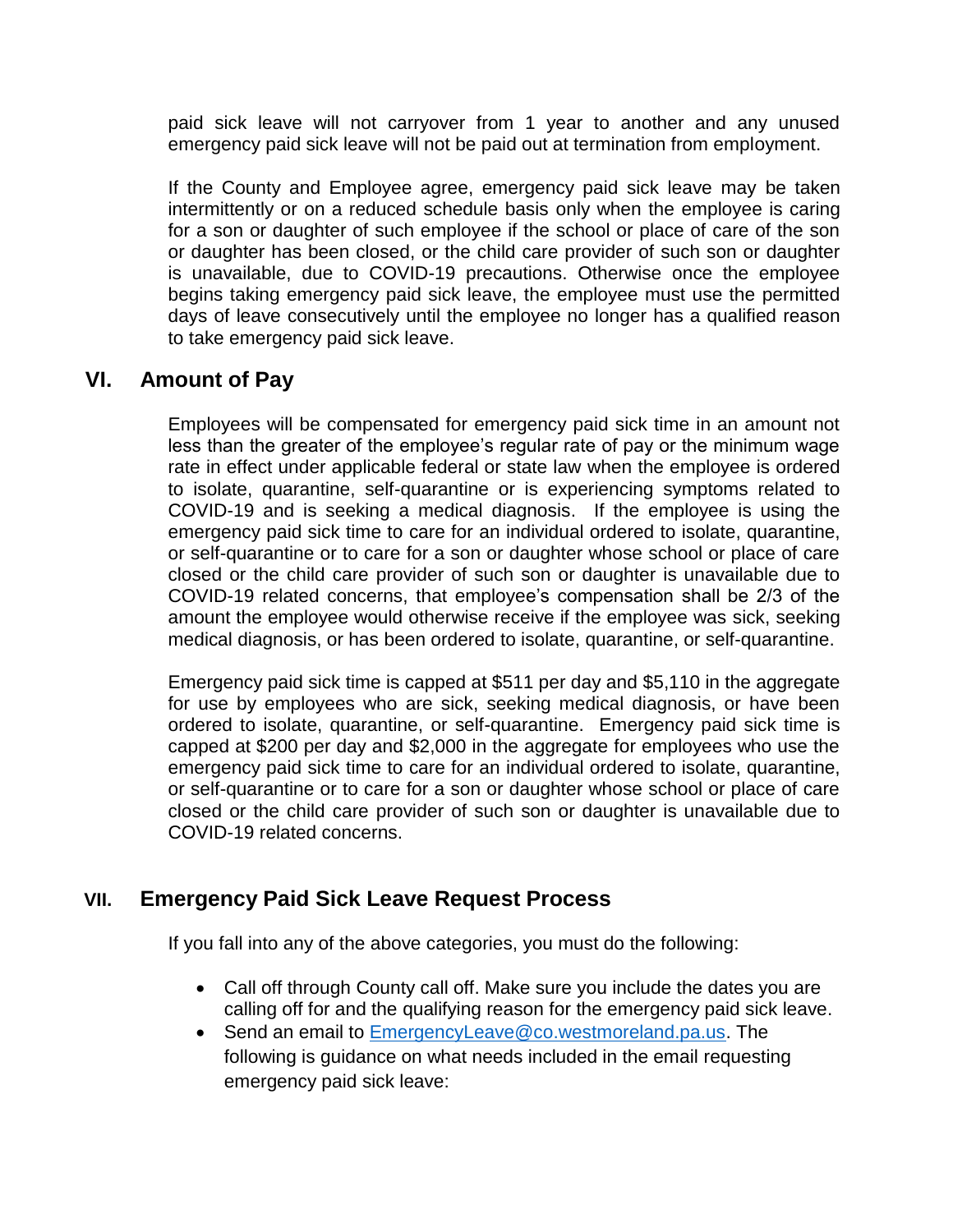paid sick leave will not carryover from 1 year to another and any unused emergency paid sick leave will not be paid out at termination from employment.

If the County and Employee agree, emergency paid sick leave may be taken intermittently or on a reduced schedule basis only when the employee is caring for a son or daughter of such employee if the school or place of care of the son or daughter has been closed, or the child care provider of such son or daughter is unavailable, due to COVID-19 precautions. Otherwise once the employee begins taking emergency paid sick leave, the employee must use the permitted days of leave consecutively until the employee no longer has a qualified reason to take emergency paid sick leave.

## VI. Amount of Pay

Employees will be compensated for emergency paid sick time in an amount not less than the greater of the employee's regular rate of pay or the minimum wage rate in effect under applicable federal or state law when the employee is ordered to isolate, quarantine, self-quarantine or is experiencing symptoms related to COVID-19 and is seeking a medical diagnosis. If the employee is using the emergency paid sick time to care for an individual ordered to isolate, quarantine, or self-quarantine or to care for a son or daughter whose school or place of care closed or the child care provider of such son or daughter is unavailable due to COVID-19 related concerns, that employee's compensation shall be 2/3 of the amount the employee would otherwise receive if the employee was sick, seeking medical diagnosis, or has been ordered to isolate, quarantine, or self-quarantine.

Emergency paid sick time is capped at $511 per day and $5,110 in the aggregate for use by employees who are sick, seeking medical diagnosis, or have been ordered to isolate, quarantine, or self-quarantine. Emergency paid sick time is capped at $200 per day and $2,000 in the aggregate for employees who use the emergency paid sick time to care for an individual ordered to isolate, quarantine, or self-quarantine or to care for a son or daughter whose school or place of care closed or the child care provider of such son or daughter is unavailable due to COVID-19 related concerns.

## VII. Emergency Paid Sick Leave Request Process

If you fall into any of the above categories, you must do the following:

- Call off through County call off. Make sure you include the dates you are calling off for and the qualifying reason for the emergency paid sick leave.
- Send an email to [EmergencyLeave@co.westmoreland.pa.us](mailto:EmergencyLeave@co.westmoreland.pa.us). The following is guidance on what needs included in the email requesting emergency paid sick leave: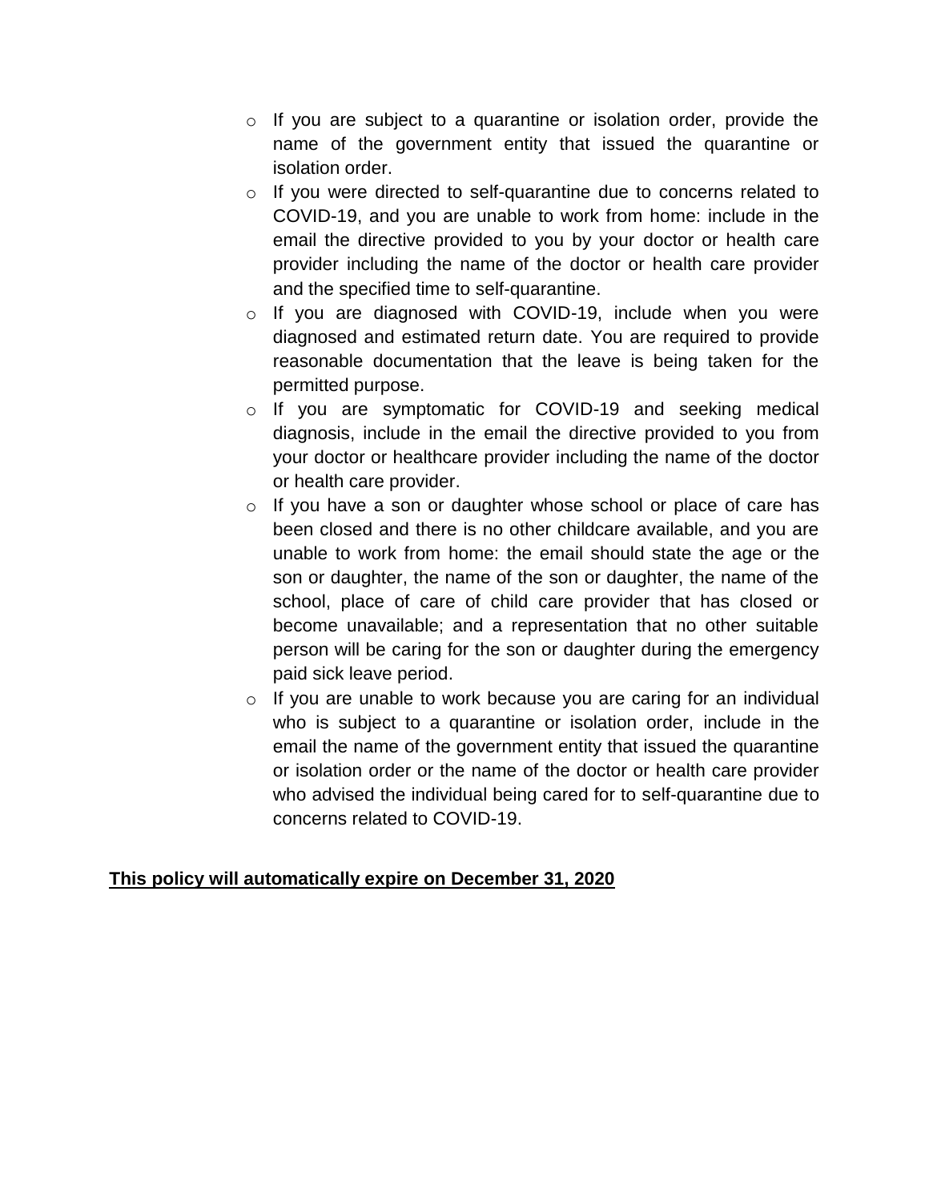- If you are subject to a quarantine or isolation order, provide the name of the government entity that issued the quarantine or isolation order.
- If you were directed to self-quarantine due to concerns related to COVID-19, and you are unable to work from home: include in the email the directive provided to you by your doctor or health care provider including the name of the doctor or health care provider and the specified time to self-quarantine.
- If you are diagnosed with COVID-19, include when you were diagnosed and estimated return date. You are required to provide reasonable documentation that the leave is being taken for the permitted purpose.
- If you are symptomatic for COVID-19 and seeking medical diagnosis, include in the email the directive provided to you from your doctor or healthcare provider including the name of the doctor or health care provider.
- If you have a son or daughter whose school or place of care has been closed and there is no other childcare available, and you are unable to work from home: the email should state the age or the son or daughter, the name of the son or daughter, the name of the school, place of care of child care provider that has closed or become unavailable; and a representation that no other suitable person will be caring for the son or daughter during the emergency paid sick leave period.
- If you are unable to work because you are caring for an individual who is subject to a quarantine or isolation order, include in the email the name of the government entity that issued the quarantine or isolation order or the name of the doctor or health care provider who advised the individual being cared for to self-quarantine due to concerns related to COVID-19.

**<u>This policy will automatically expire on December 31, 2020</u>**